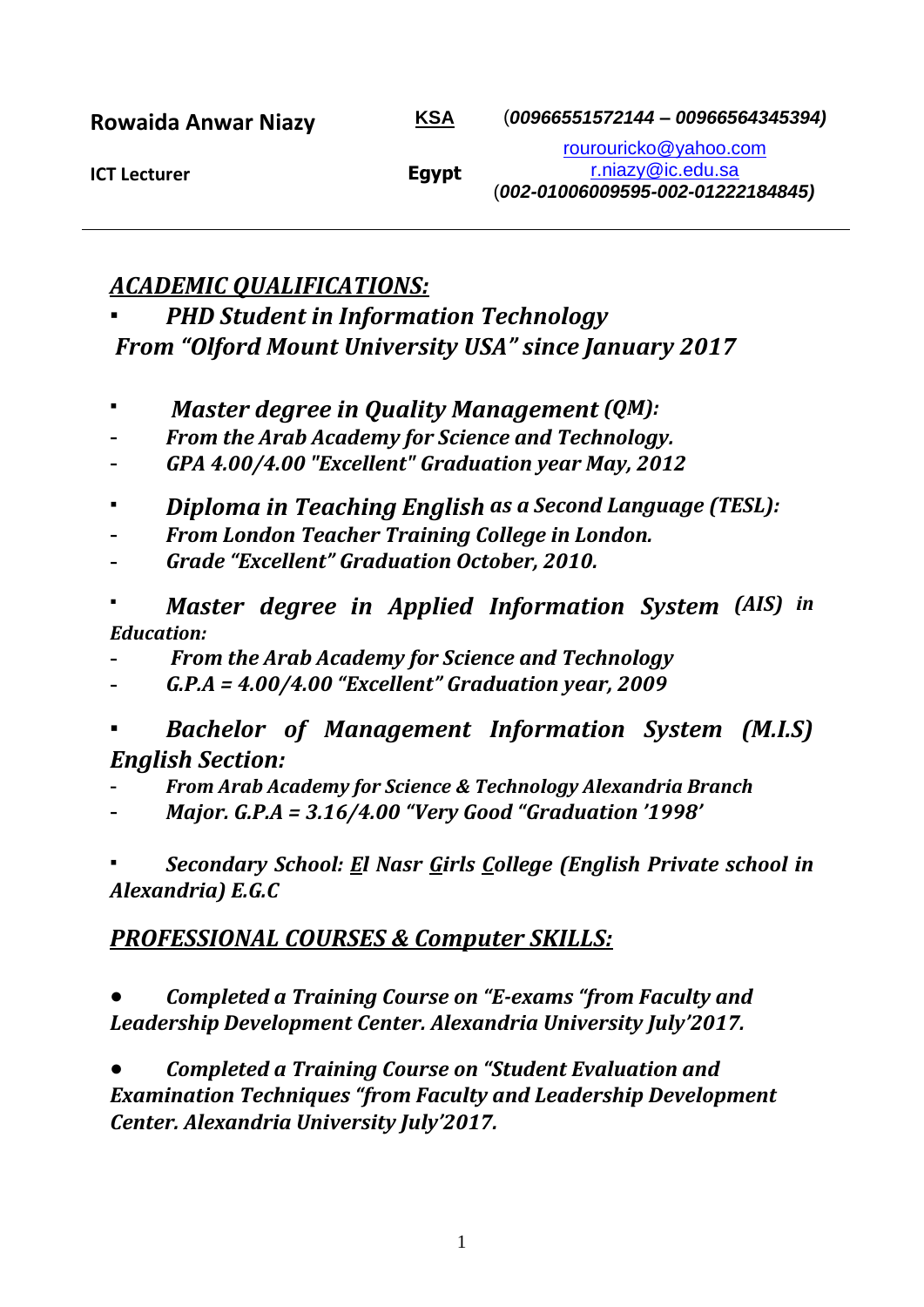**Rowaida Anwar Niazy**

**ICT Lecturer**

**KSA** (*00966551572144 – 00966564345394)*

rouroouricko@yahoo.com
r.niazy@ic.edu.sa

**Egypt** (*002-01006009595-002-01222184845)*

---

## ***ACADEMIC QUALIFICATIONS:***

- ***PHD Student in Information Technology***
  ***From "Olford Mount University USA" since January 2017***

- ***Master degree in Quality Management (QM):***
  - ***From the Arab Academy for Science and Technology.***
  - ***GPA 4.00/4.00 "Excellent" Graduation year May, 2012***

- ***Diploma in Teaching English as a Second Language (TESL):***
  - ***From London Teacher Training College in London.***
  - ***Grade "Excellent" Graduation October, 2010.***

- ***Master degree in Applied Information System (AIS) in Education:***
  - ***From the Arab Academy for Science and Technology***
  - ***G.P.A = 4.00/4.00 "Excellent" Graduation year, 2009***

- ***Bachelor of Management Information System (M.I.S) English Section:***
  - ***From Arab Academy for Science & Technology Alexandria Branch***
  - ***Major. G.P.A = 3.16/4.00 "Very Good "Graduation '1998'***

- ***Secondary School: El Nasr Girls College (English Private school in Alexandria) E.G.C***

## ***PROFESSIONAL COURSES & Computer SKILLS:***

- ***Completed a Training Course on "E-exams "from Faculty and Leadership Development Center. Alexandria University July'2017.***

- ***Completed a Training Course on "Student Evaluation and Examination Techniques "from Faculty and Leadership Development Center. Alexandria University July'2017.***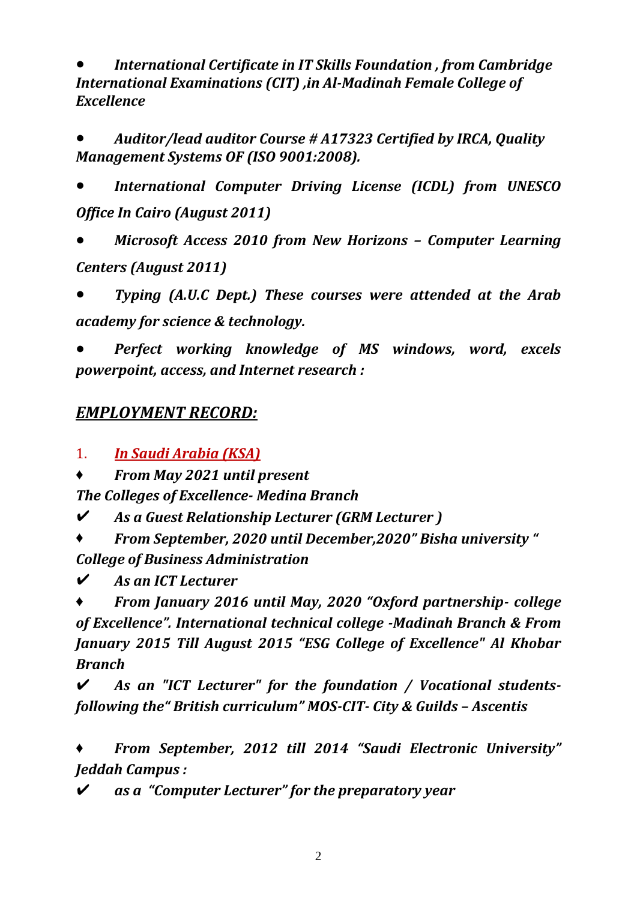- *International Certificate in IT Skills Foundation , from Cambridge International Examinations (CIT) ,in Al-Madinah Female College of Excellence*

- *Auditor/lead auditor Course # A17323 Certified by IRCA, Quality Management Systems OF (ISO 9001:2008).*

- *International Computer Driving License (ICDL) from UNESCO Office In Cairo (August 2011)*

- *Microsoft Access 2010 from New Horizons – Computer Learning Centers (August 2011)*

- *Typing (A.U.C Dept.) These courses were attended at the Arab academy for science & technology.*

- *Perfect working knowledge of MS windows, word, excels powerpoint, access, and Internet research :*

## *EMPLOYMENT RECORD:*

1. ***In Saudi Arabia (KSA)***

♦ ***From May 2021 until present***
***The Colleges of Excellence- Medina Branch***

✔ ***As a Guest Relationship Lecturer (GRM Lecturer )***

♦ ***From September, 2020 until December,2020" Bisha university " College of Business Administration***

✔ ***As an ICT Lecturer***

♦ ***From January 2016 until May, 2020 "Oxford partnership- college of Excellence". International technical college -Madinah Branch & From January 2015 Till August 2015 "ESG College of Excellence" Al Khobar Branch***

✔ ***As an "ICT Lecturer" for the foundation / Vocational students- following the" British curriculum" MOS-CIT- City & Guilds – Ascentis***

♦ ***From September, 2012 till 2014 "Saudi Electronic University" Jeddah Campus :***

✔ ***as a "Computer Lecturer" for the preparatory year***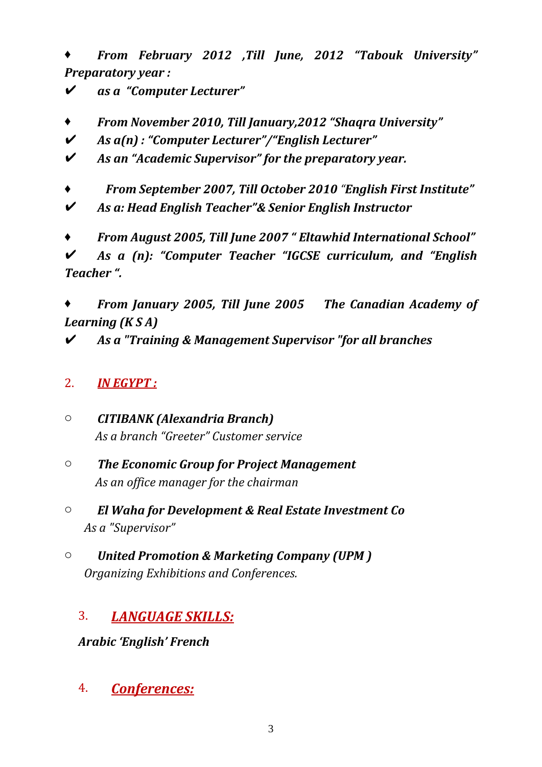♦ ***From February 2012 ,Till June, 2012 "Tabouk University" Preparatory year :***

✔ ***as a "Computer Lecturer"***

♦ ***From November 2010, Till January,2012 "Shaqra University"***

✔ ***As a(n) : "Computer Lecturer"/"English Lecturer"***

✔ ***As an "Academic Supervisor" for the preparatory year.***

♦ ***From September 2007, Till October 2010 "English First Institute"***

✔ ***As a: Head English Teacher"& Senior English Instructor***

♦ ***From August 2005, Till June 2007 " Eltawhid International School"***

✔ ***As a (n): "Computer Teacher "IGCSE curriculum, and "English Teacher ".***

♦ ***From January 2005, Till June 2005 The Canadian Academy of Learning (K S A)***

✔ ***As a "Training & Management Supervisor "for all branches***

## 2. ***IN EGYPT :***

- ***CITIBANK (Alexandria Branch)***
  *As a branch "Greeter" Customer service*

- ***The Economic Group for Project Management***
  *As an office manager for the chairman*

- ***El Waha for Development & Real Estate Investment Co***
  *As a "Supervisor"*

- ***United Promotion & Marketing Company (UPM )***
  *Organizing Exhibitions and Conferences.*

## 3. ***LANGUAGE SKILLS:***

***Arabic 'English' French***

## 4. ***Conferences:***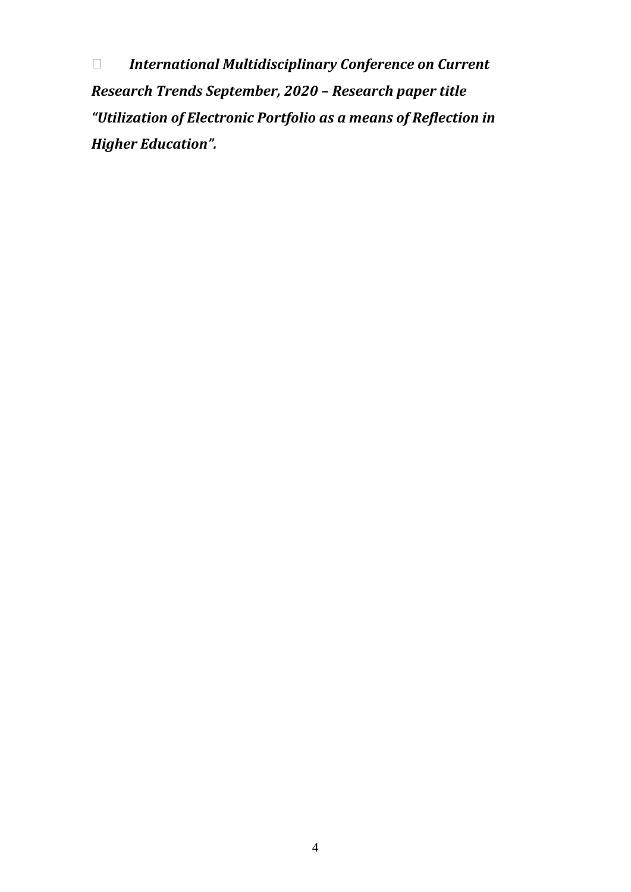- ***International Multidisciplinary Conference on Current Research Trends September, 2020 – Research paper title "Utilization of Electronic Portfolio as a means of Reflection in Higher Education".***